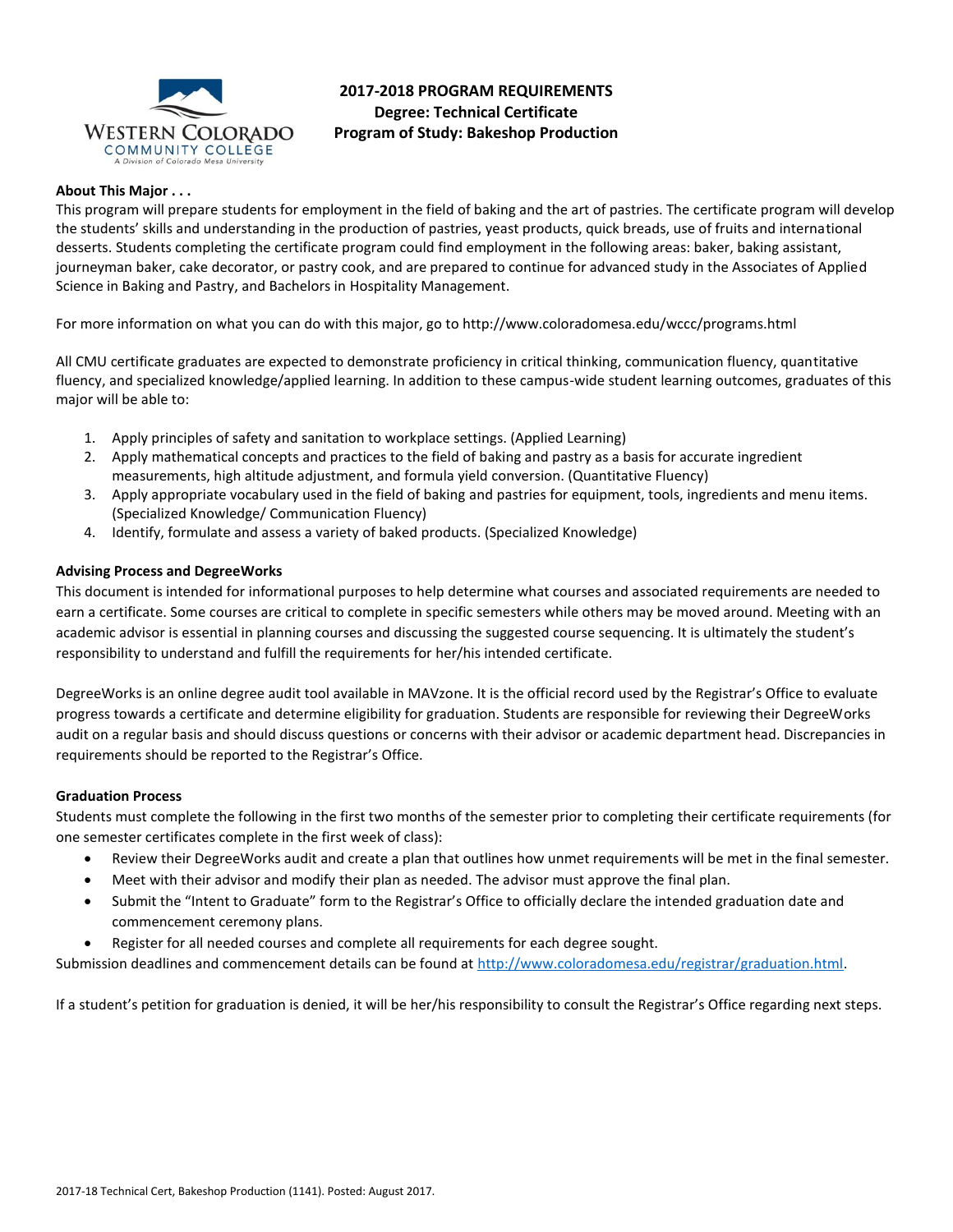# 2017-2018 PROGRAM REQUIREMENTS
## Degree: Technical Certificate
## Program of Study: Bakeshop Production

**About This Major . . .**

This program will prepare students for employment in the field of baking and the art of pastries. The certificate program will develop the students' skills and understanding in the production of pastries, yeast products, quick breads, use of fruits and international desserts. Students completing the certificate program could find employment in the following areas: baker, baking assistant, journeyman baker, cake decorator, or pastry cook, and are prepared to continue for advanced study in the Associates of Applied Science in Baking and Pastry, and Bachelors in Hospitality Management.

For more information on what you can do with this major, go to http://www.coloradomesa.edu/wccc/programs.html

All CMU certificate graduates are expected to demonstrate proficiency in critical thinking, communication fluency, quantitative fluency, and specialized knowledge/applied learning. In addition to these campus-wide student learning outcomes, graduates of this major will be able to:

1. Apply principles of safety and sanitation to workplace settings. (Applied Learning)
2. Apply mathematical concepts and practices to the field of baking and pastry as a basis for accurate ingredient measurements, high altitude adjustment, and formula yield conversion. (Quantitative Fluency)
3. Apply appropriate vocabulary used in the field of baking and pastries for equipment, tools, ingredients and menu items. (Specialized Knowledge/ Communication Fluency)
4. Identify, formulate and assess a variety of baked products. (Specialized Knowledge)

**Advising Process and DegreeWorks**

This document is intended for informational purposes to help determine what courses and associated requirements are needed to earn a certificate. Some courses are critical to complete in specific semesters while others may be moved around. Meeting with an academic advisor is essential in planning courses and discussing the suggested course sequencing. It is ultimately the student's responsibility to understand and fulfill the requirements for her/his intended certificate.

DegreeWorks is an online degree audit tool available in MAVzone. It is the official record used by the Registrar's Office to evaluate progress towards a certificate and determine eligibility for graduation. Students are responsible for reviewing their DegreeWorks audit on a regular basis and should discuss questions or concerns with their advisor or academic department head. Discrepancies in requirements should be reported to the Registrar's Office.

**Graduation Process**

Students must complete the following in the first two months of the semester prior to completing their certificate requirements (for one semester certificates complete in the first week of class):

- Review their DegreeWorks audit and create a plan that outlines how unmet requirements will be met in the final semester.
- Meet with their advisor and modify their plan as needed. The advisor must approve the final plan.
- Submit the "Intent to Graduate" form to the Registrar's Office to officially declare the intended graduation date and commencement ceremony plans.
- Register for all needed courses and complete all requirements for each degree sought.

Submission deadlines and commencement details can be found at http://www.coloradomesa.edu/registrar/graduation.html.

If a student's petition for graduation is denied, it will be her/his responsibility to consult the Registrar's Office regarding next steps.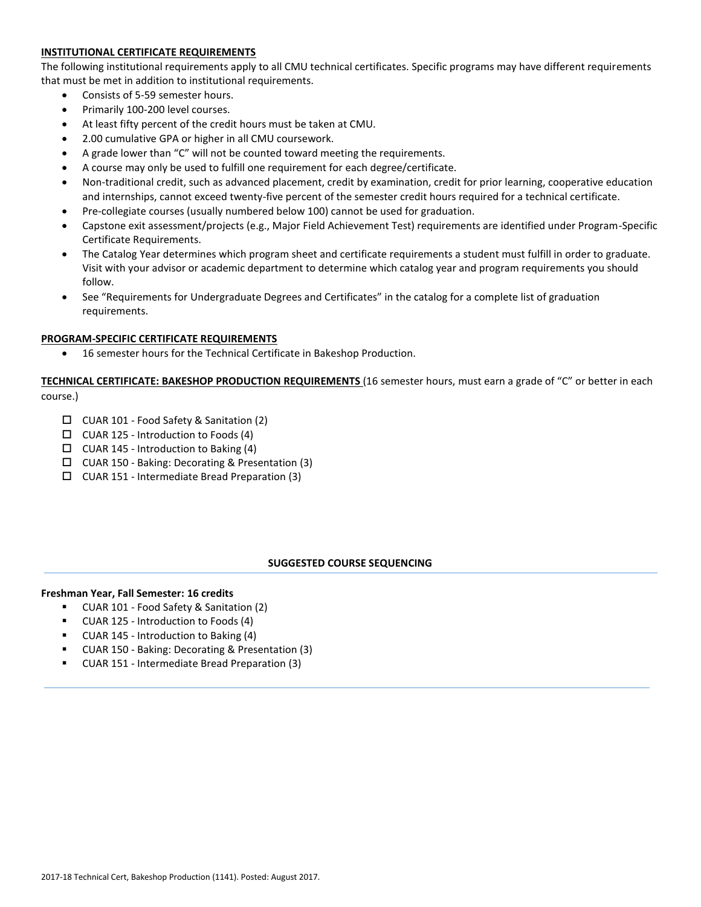## INSTITUTIONAL CERTIFICATE REQUIREMENTS

The following institutional requirements apply to all CMU technical certificates. Specific programs may have different requirements that must be met in addition to institutional requirements.

- Consists of 5-59 semester hours.
- Primarily 100-200 level courses.
- At least fifty percent of the credit hours must be taken at CMU.
- 2.00 cumulative GPA or higher in all CMU coursework.
- A grade lower than "C" will not be counted toward meeting the requirements.
- A course may only be used to fulfill one requirement for each degree/certificate.
- Non-traditional credit, such as advanced placement, credit by examination, credit for prior learning, cooperative education and internships, cannot exceed twenty-five percent of the semester credit hours required for a technical certificate.
- Pre-collegiate courses (usually numbered below 100) cannot be used for graduation.
- Capstone exit assessment/projects (e.g., Major Field Achievement Test) requirements are identified under Program-Specific Certificate Requirements.
- The Catalog Year determines which program sheet and certificate requirements a student must fulfill in order to graduate. Visit with your advisor or academic department to determine which catalog year and program requirements you should follow.
- See "Requirements for Undergraduate Degrees and Certificates" in the catalog for a complete list of graduation requirements.

## PROGRAM-SPECIFIC CERTIFICATE REQUIREMENTS

- 16 semester hours for the Technical Certificate in Bakeshop Production.

## TECHNICAL CERTIFICATE: BAKESHOP PRODUCTION REQUIREMENTS (16 semester hours, must earn a grade of "C" or better in each course.)

- ☐ CUAR 101 - Food Safety & Sanitation (2)
- ☐ CUAR 125 - Introduction to Foods (4)
- ☐ CUAR 145 - Introduction to Baking (4)
- ☐ CUAR 150 - Baking: Decorating & Presentation (3)
- ☐ CUAR 151 - Intermediate Bread Preparation (3)

## SUGGESTED COURSE SEQUENCING

**Freshman Year, Fall Semester: 16 credits**

- CUAR 101 - Food Safety & Sanitation (2)
- CUAR 125 - Introduction to Foods (4)
- CUAR 145 - Introduction to Baking (4)
- CUAR 150 - Baking: Decorating & Presentation (3)
- CUAR 151 - Intermediate Bread Preparation (3)

2017-18 Technical Cert, Bakeshop Production (1141). Posted: August 2017.